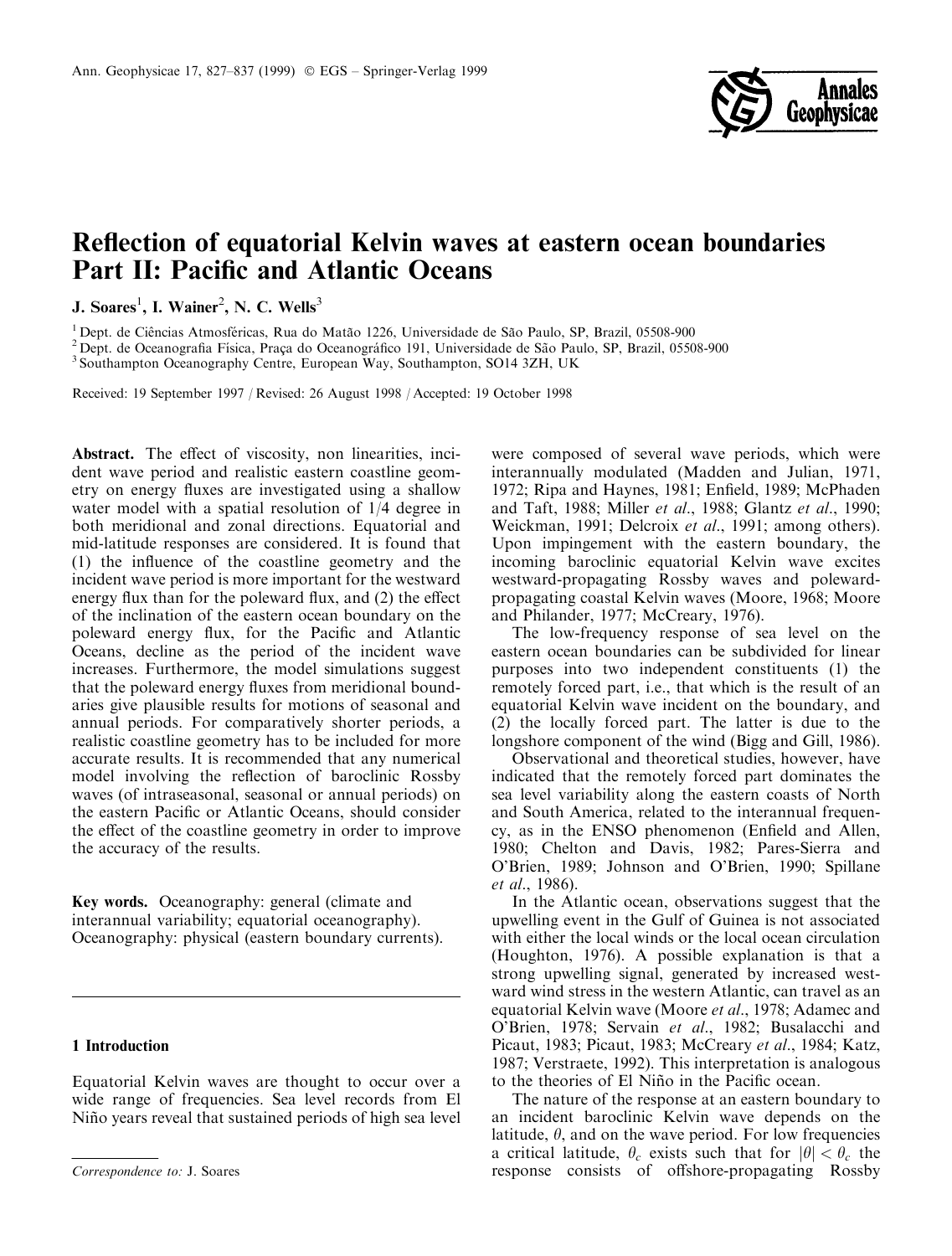# Reflection of equatorial Kelvin waves at eastern ocean boundaries Part II: Pacific and Atlantic Oceans

J. Soares[1], I. Wainer[2], N. C. Wells[3]

[1] Dept. de Ciências Atmosféricas, Rua do Matão 1226, Universidade de São Paulo, SP, Brazil, 05508-900
[2] Dept. de Oceanografia Física, Praça do Oceanográfico 191, Universidade de São Paulo, SP, Brazil, 05508-900
[3] Southampton Oceanography Centre, European Way, Southampton, SO14 3ZH, UK

Received: 19 September 1997 / Revised: 26 August 1998 / Accepted: 19 October 1998

**Abstract.** The effect of viscosity, non linearities, incident wave period and realistic eastern coastline geometry on energy fluxes are investigated using a shallow water model with a spatial resolution of 1/4 degree in both meridional and zonal directions. Equatorial and mid-latitude responses are considered. It is found that (1) the influence of the coastline geometry and the incident wave period is more important for the westward energy flux than for the poleward flux, and (2) the effect of the inclination of the eastern ocean boundary on the poleward energy flux, for the Pacific and Atlantic Oceans, decline as the period of the incident wave increases. Furthermore, the model simulations suggest that the poleward energy fluxes from meridional boundaries give plausible results for motions of seasonal and annual periods. For comparatively shorter periods, a realistic coastline geometry has to be included for more accurate results. It is recommended that any numerical model involving the reflection of baroclinic Rossby waves (of intraseasonal, seasonal or annual periods) on the eastern Pacific or Atlantic Oceans, should consider the effect of the coastline geometry in order to improve the accuracy of the results.

**Key words.** Oceanography: general (climate and interannual variability; equatorial oceanography). Oceanography: physical (eastern boundary currents).

## 1 Introduction

Equatorial Kelvin waves are thought to occur over a wide range of frequencies. Sea level records from El Niño years reveal that sustained periods of high sea level were composed of several wave periods, which were interannually modulated (Madden and Julian, 1971, 1972; Ripa and Haynes, 1981; Enfield, 1989; McPhaden and Taft, 1988; Miller *et al.*, 1988; Glantz *et al.*, 1990; Weickman, 1991; Delcroix *et al.*, 1991; among others). Upon impingement with the eastern boundary, the incoming baroclinic equatorial Kelvin wave excites westward-propagating Rossby waves and poleward-propagating coastal Kelvin waves (Moore, 1968; Moore and Philander, 1977; McCreary, 1976).

The low-frequency response of sea level on the eastern ocean boundaries can be subdivided for linear purposes into two independent constituents (1) the remotely forced part, i.e., that which is the result of an equatorial Kelvin wave incident on the boundary, and (2) the locally forced part. The latter is due to the longshore component of the wind (Bigg and Gill, 1986).

Observational and theoretical studies, however, have indicated that the remotely forced part dominates the sea level variability along the eastern coasts of North and South America, related to the interannual frequency, as in the ENSO phenomenon (Enfield and Allen, 1980; Chelton and Davis, 1982; Pares-Sierra and O'Brien, 1989; Johnson and O'Brien, 1990; Spillane *et al.*, 1986).

In the Atlantic ocean, observations suggest that the upwelling event in the Gulf of Guinea is not associated with either the local winds or the local ocean circulation (Houghton, 1976). A possible explanation is that a strong upwelling signal, generated by increased westward wind stress in the western Atlantic, can travel as an equatorial Kelvin wave (Moore *et al.*, 1978; Adamec and O'Brien, 1978; Servain *et al.*, 1982; Busalacchi and Picaut, 1983; Picaut, 1983; McCreary *et al.*, 1984; Katz, 1987; Verstraete, 1992). This interpretation is analogous to the theories of El Niño in the Pacific ocean.

The nature of the response at an eastern boundary to an incident baroclinic Kelvin wave depends on the latitude, $\theta$, and on the wave period. For low frequencies a critical latitude, $\theta_c$ exists such that for $|\theta| < \theta_c$ the response consists of offshore-propagating Rossby

*Correspondence to:* J. Soares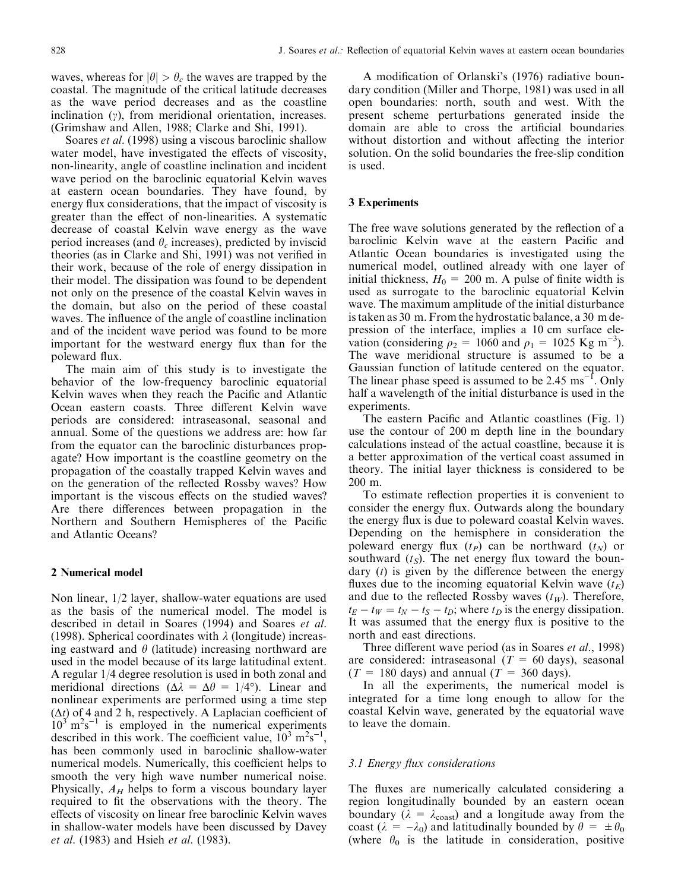waves, whereas for $|\theta| > \theta_c$ the waves are trapped by the coastal. The magnitude of the critical latitude decreases as the wave period decreases and as the coastline inclination ($\gamma$), from meridional orientation, increases. (Grimshaw and Allen, 1988; Clarke and Shi, 1991).

Soares *et al.* (1998) using a viscous baroclinic shallow water model, have investigated the effects of viscosity, non-linearity, angle of coastline inclination and incident wave period on the baroclinic equatorial Kelvin waves at eastern ocean boundaries. They have found, by energy flux considerations, that the impact of viscosity is greater than the effect of non-linearities. A systematic decrease of coastal Kelvin wave energy as the wave period increases (and $\theta_c$ increases), predicted by inviscid theories (as in Clarke and Shi, 1991) was not verified in their work, because of the role of energy dissipation in their model. The dissipation was found to be dependent not only on the presence of the coastal Kelvin waves in the domain, but also on the period of these coastal waves. The influence of the angle of coastline inclination and of the incident wave period was found to be more important for the westward energy flux than for the poleward flux.

The main aim of this study is to investigate the behavior of the low-frequency baroclinic equatorial Kelvin waves when they reach the Pacific and Atlantic Ocean eastern coasts. Three different Kelvin wave periods are considered: intraseasonal, seasonal and annual. Some of the questions we address are: how far from the equator can the baroclinic disturbances propagate? How important is the coastline geometry on the propagation of the coastally trapped Kelvin waves and on the generation of the reflected Rossby waves? How important is the viscous effects on the studied waves? Are there differences between propagation in the Northern and Southern Hemispheres of the Pacific and Atlantic Oceans?

## 2 Numerical model

Non linear, 1/2 layer, shallow-water equations are used as the basis of the numerical model. The model is described in detail in Soares (1994) and Soares *et al.* (1998). Spherical coordinates with $\lambda$ (longitude) increasing eastward and $\theta$ (latitude) increasing northward are used in the model because of its large latitudinal extent. A regular 1/4 degree resolution is used in both zonal and meridional directions ($\Delta\lambda = \Delta\theta = 1/4°$). Linear and nonlinear experiments are performed using a time step ($\Delta t$) of 4 and 2 h, respectively. A Laplacian coefficient of $10^3$ m$^2$s$^{-1}$ is employed in the numerical experiments described in this work. The coefficient value, $10^3$ m$^2$s$^{-1}$, has been commonly used in baroclinic shallow-water numerical models. Numerically, this coefficient helps to smooth the very high wave number numerical noise. Physically, $A_H$ helps to form a viscous boundary layer required to fit the observations with the theory. The effects of viscosity on linear free baroclinic Kelvin waves in shallow-water models have been discussed by Davey *et al.* (1983) and Hsieh *et al.* (1983).

A modification of Orlanski's (1976) radiative boundary condition (Miller and Thorpe, 1981) was used in all open boundaries: north, south and west. With the present scheme perturbations generated inside the domain are able to cross the artificial boundaries without distortion and without affecting the interior solution. On the solid boundaries the free-slip condition is used.

## 3 Experiments

The free wave solutions generated by the reflection of a baroclinic Kelvin wave at the eastern Pacific and Atlantic Ocean boundaries is investigated using the numerical model, outlined already with one layer of initial thickness, $H_0 = 200$ m. A pulse of finite width is used as surrogate to the baroclinic equatorial Kelvin wave. The maximum amplitude of the initial disturbance is taken as 30 m. From the hydrostatic balance, a 30 m depression of the interface, implies a 10 cm surface elevation (considering $\rho_2 = 1060$ and $\rho_1 = 1025$ Kg m$^{-3}$). The wave meridional structure is assumed to be a Gaussian function of latitude centered on the equator. The linear phase speed is assumed to be 2.45 ms$^{-1}$. Only half a wavelength of the initial disturbance is used in the experiments.

The eastern Pacific and Atlantic coastlines (Fig. 1) use the contour of 200 m depth line in the boundary calculations instead of the actual coastline, because it is a better approximation of the vertical coast assumed in theory. The initial layer thickness is considered to be 200 m.

To estimate reflection properties it is convenient to consider the energy flux. Outwards along the boundary the energy flux is due to poleward coastal Kelvin waves. Depending on the hemisphere in consideration the poleward energy flux ($t_P$) can be northward ($t_N$) or southward ($t_S$). The net energy flux toward the boundary ($t$) is given by the difference between the energy fluxes due to the incoming equatorial Kelvin wave ($t_E$) and due to the reflected Rossby waves ($t_W$). Therefore, $t_E - t_W = t_N - t_S - t_D$; where $t_D$ is the energy dissipation. It was assumed that the energy flux is positive to the north and east directions.

Three different wave period (as in Soares *et al.*, 1998) are considered: intraseasonal ($T = 60$ days), seasonal ($T = 180$ days) and annual ($T = 360$ days).

In all the experiments, the numerical model is integrated for a time long enough to allow for the coastal Kelvin wave, generated by the equatorial wave to leave the domain.

### 3.1 Energy flux considerations

The fluxes are numerically calculated considering a region longitudinally bounded by an eastern ocean boundary ($\lambda = \lambda_{\text{coast}}$) and a longitude away from the coast ($\lambda = -\lambda_0$) and latitudinally bounded by $\theta = \pm\theta_0$ (where $\theta_0$ is the latitude in consideration, positive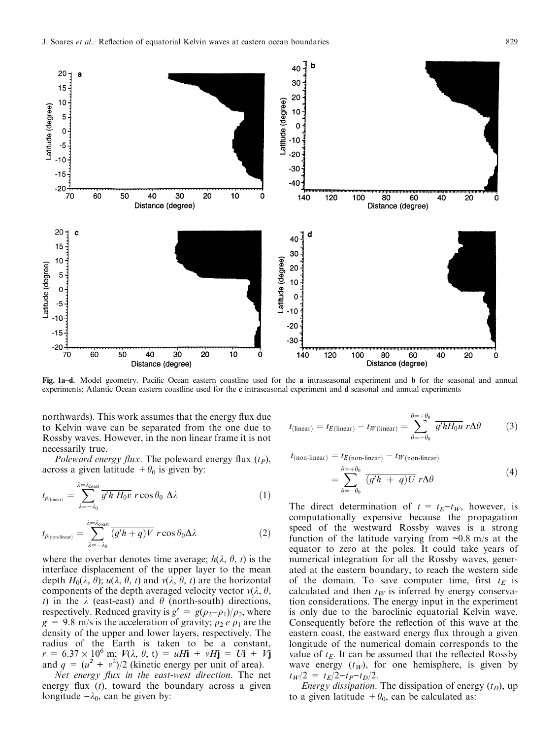Fig. 1a–d. Model geometry. Pacific Ocean eastern coastline used for the **a** intraseasonal experiment and **b** for the seasonal and annual experiments; Atlantic Ocean eastern coastline used for the **c** intraseasonal experiment and **d** seasonal and annual experiments

northwards). This work assumes that the energy flux due to Kelvin wave can be separated from the one due to Rossby waves. However, in the non linear frame it is not necessarily true.

*Poleward energy flux*. The poleward energy flux ($t_P$), across a given latitude $+\theta_0$ is given by:

$$t_{p_{(\text{linear})}} = \sum_{\lambda=-\lambda_0}^{\lambda=\lambda_{\text{coast}}} \overline{g'h\, H_0 v}\; r \cos\theta_0\; \Delta\lambda \tag{1}$$

$$t_{p_{(\text{non-linear})}} = \sum_{\lambda=-\lambda_0}^{\lambda=\lambda_{\text{coast}}} \overline{(g'h + q)V}\; r \cos\theta_0 \Delta\lambda \tag{2}$$

where the overbar denotes time average; $h(\lambda, \theta, t)$ is the interface displacement of the upper layer to the mean depth $H_0(\lambda, \theta)$; $u(\lambda, \theta, t)$ and $v(\lambda, \theta, t)$ are the horizontal components of the depth averaged velocity vector $v(\lambda, \theta, t)$ in the $\lambda$ (east-east) and $\theta$ (north-south) directions, respectively. Reduced gravity is $g' = g(\rho_2 - \rho_1)/\rho_2$, where $g = 9.8$ m/s is the acceleration of gravity; $\rho_2$ e $\rho_1$ are the density of the upper and lower layers, respectively. The radius of the Earth is taken to be a constant, $r = 6.37 \times 10^6$ m; $\boldsymbol{V}(\lambda, \theta, \text{t}) = uH\mathbf{i} + vH\mathbf{j} = U\mathbf{i} + V\mathbf{j}$ and $q = (u^2 + v^2)/2$ (kinetic energy per unit of area).

*Net energy flux in the east-west direction*. The net energy flux ($t$), toward the boundary across a given longitude $-\lambda_0$, can be given by:

$$t_{(\text{linear})} = t_{E(\text{linear})} - t_{W(\text{linear})} = \sum_{\theta=-\theta_0}^{\theta=+\theta_0} \overline{g'hH_0 u}\; r\Delta\theta \tag{3}$$

$$t_{(\text{non-linear})} = t_{E(\text{non-linear})} - t_{W(\text{non-linear})} = \sum_{\theta=-\theta_0}^{\theta=+\theta_0} \overline{(g'h \;+\; q)U}\; r\Delta\theta \tag{4}$$

The direct determination of $t = t_E - t_W$, however, is computationally expensive because the propagation speed of the westward Rossby waves is a strong function of the latitude varying from ~0.8 m/s at the equator to zero at the poles. It could take years of numerical integration for all the Rossby waves, generated at the eastern boundary, to reach the western side of the domain. To save computer time, first $t_E$ is calculated and then $t_W$ is inferred by energy conservation considerations. The energy input in the experiment is only due to the baroclinic equatorial Kelvin wave. Consequently before the reflection of this wave at the eastern coast, the eastward energy flux through a given longitude of the numerical domain corresponds to the value of $t_E$. It can be assumed that the reflected Rossby wave energy ($t_W$), for one hemisphere, is given by $t_W/2 = t_E/2 - t_P - t_D/2$.

*Energy dissipation*. The dissipation of energy ($t_D$), up to a given latitude $+\theta_0$, can be calculated as: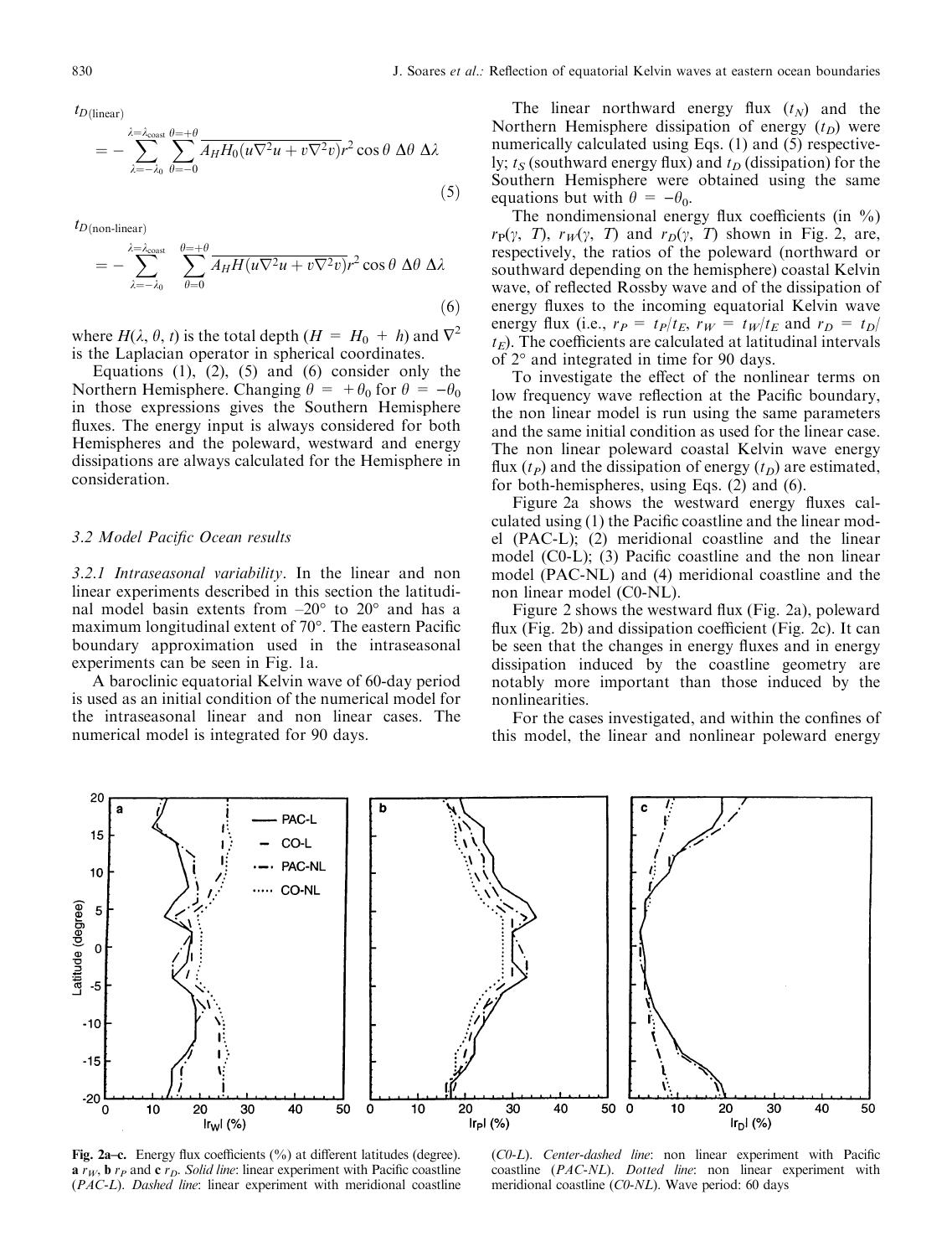$$t_{D(\text{linear})} = -\sum_{\lambda=-\lambda_0}^{\lambda=\lambda_{\text{coast}}} \sum_{\theta=-0}^{\theta=+\theta} \overline{A_H H_0 (u\nabla^2 u + v\nabla^2 v)} r^2 \cos\theta \, \Delta\theta \, \Delta\lambda \tag{5}$$

$$t_{D(\text{non-linear})} = -\sum_{\lambda=-\lambda_0}^{\lambda=\lambda_{\text{coast}}} \sum_{\theta=0}^{\theta=+\theta} \overline{A_H H (u\nabla^2 u + v\nabla^2 v)} r^2 \cos\theta \, \Delta\theta \, \Delta\lambda \tag{6}$$

where $H(\lambda, \theta, t)$ is the total depth ($H = H_0 + h$) and $\nabla^2$ is the Laplacian operator in spherical coordinates.

Equations (1), (2), (5) and (6) consider only the Northern Hemisphere. Changing $\theta = +\theta_0$ for $\theta = -\theta_0$ in those expressions gives the Southern Hemisphere fluxes. The energy input is always considered for both Hemispheres and the poleward, westward and energy dissipations are always calculated for the Hemisphere in consideration.

### 3.2 Model Pacific Ocean results

*3.2.1 Intraseasonal variability*. In the linear and non linear experiments described in this section the latitudinal model basin extents from –20° to 20° and has a maximum longitudinal extent of 70°. The eastern Pacific boundary approximation used in the intraseasonal experiments can be seen in Fig. 1a.

A baroclinic equatorial Kelvin wave of 60-day period is used as an initial condition of the numerical model for the intraseasonal linear and non linear cases. The numerical model is integrated for 90 days.

The linear northward energy flux ($t_N$) and the Northern Hemisphere dissipation of energy ($t_D$) were numerically calculated using Eqs. (1) and (5) respectively; $t_S$ (southward energy flux) and $t_D$ (dissipation) for the Southern Hemisphere were obtained using the same equations but with $\theta = -\theta_0$.

The nondimensional energy flux coefficients (in %) $r_P(\gamma, T)$, $r_W(\gamma, T)$ and $r_D(\gamma, T)$ shown in Fig. 2, are, respectively, the ratios of the poleward (northward or southward depending on the hemisphere) coastal Kelvin wave, of reflected Rossby wave and of the dissipation of energy fluxes to the incoming equatorial Kelvin wave energy flux (i.e., $r_P = t_P/t_E$, $r_W = t_W/t_E$ and $r_D = t_D/t_E$). The coefficients are calculated at latitudinal intervals of 2° and integrated in time for 90 days.

To investigate the effect of the nonlinear terms on low frequency wave reflection at the Pacific boundary, the non linear model is run using the same parameters and the same initial condition as used for the linear case. The non linear poleward coastal Kelvin wave energy flux ($t_P$) and the dissipation of energy ($t_D$) are estimated, for both-hemispheres, using Eqs. (2) and (6).

Figure 2a shows the westward energy fluxes calculated using (1) the Pacific coastline and the linear model (PAC-L); (2) meridional coastline and the linear model (C0-L); (3) Pacific coastline and the non linear model (PAC-NL) and (4) meridional coastline and the non linear model (C0-NL).

Figure 2 shows the westward flux (Fig. 2a), poleward flux (Fig. 2b) and dissipation coefficient (Fig. 2c). It can be seen that the changes in energy fluxes and in energy dissipation induced by the coastline geometry are notably more important than those induced by the nonlinearities.

For the cases investigated, and within the confines of this model, the linear and nonlinear poleward energy

**Fig. 2a–c.** Energy flux coefficients (%) at different latitudes (degree). **a** $r_W$, **b** $r_P$ and **c** $r_D$. *Solid line*: linear experiment with Pacific coastline (*PAC-L*). *Dashed line*: linear experiment with meridional coastline (*C0-L*). *Center-dashed line*: non linear experiment with Pacific coastline (*PAC-NL*). *Dotted line*: non linear experiment with meridional coastline (*C0-NL*). Wave period: 60 days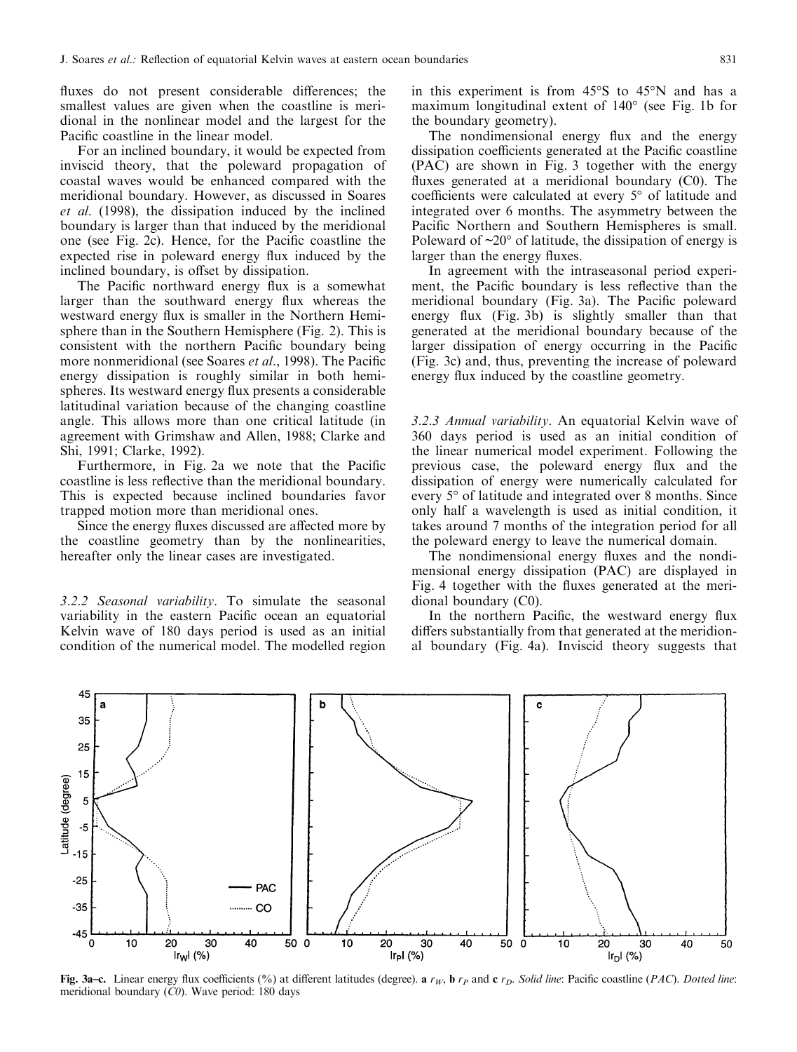fluxes do not present considerable differences; the smallest values are given when the coastline is meridional in the nonlinear model and the largest for the Pacific coastline in the linear model.

For an inclined boundary, it would be expected from inviscid theory, that the poleward propagation of coastal waves would be enhanced compared with the meridional boundary. However, as discussed in Soares *et al*. (1998), the dissipation induced by the inclined boundary is larger than that induced by the meridional one (see Fig. 2c). Hence, for the Pacific coastline the expected rise in poleward energy flux induced by the inclined boundary, is offset by dissipation.

The Pacific northward energy flux is a somewhat larger than the southward energy flux whereas the westward energy flux is smaller in the Northern Hemisphere than in the Southern Hemisphere (Fig. 2). This is consistent with the northern Pacific boundary being more nonmeridional (see Soares *et al*., 1998). The Pacific energy dissipation is roughly similar in both hemispheres. Its westward energy flux presents a considerable latitudinal variation because of the changing coastline angle. This allows more than one critical latitude (in agreement with Grimshaw and Allen, 1988; Clarke and Shi, 1991; Clarke, 1992).

Furthermore, in Fig. 2a we note that the Pacific coastline is less reflective than the meridional boundary. This is expected because inclined boundaries favor trapped motion more than meridional ones.

Since the energy fluxes discussed are affected more by the coastline geometry than by the nonlinearities, hereafter only the linear cases are investigated.

*3.2.2 Seasonal variability*. To simulate the seasonal variability in the eastern Pacific ocean an equatorial Kelvin wave of 180 days period is used as an initial condition of the numerical model. The modelled region in this experiment is from 45°S to 45°N and has a maximum longitudinal extent of 140° (see Fig. 1b for the boundary geometry).

The nondimensional energy flux and the energy dissipation coefficients generated at the Pacific coastline (PAC) are shown in Fig. 3 together with the energy fluxes generated at a meridional boundary (C0). The coefficients were calculated at every 5° of latitude and integrated over 6 months. The asymmetry between the Pacific Northern and Southern Hemispheres is small. Poleward of ~20° of latitude, the dissipation of energy is larger than the energy fluxes.

In agreement with the intraseasonal period experiment, the Pacific boundary is less reflective than the meridional boundary (Fig. 3a). The Pacific poleward energy flux (Fig. 3b) is slightly smaller than that generated at the meridional boundary because of the larger dissipation of energy occurring in the Pacific (Fig. 3c) and, thus, preventing the increase of poleward energy flux induced by the coastline geometry.

*3.2.3 Annual variability*. An equatorial Kelvin wave of 360 days period is used as an initial condition of the linear numerical model experiment. Following the previous case, the poleward energy flux and the dissipation of energy were numerically calculated for every 5° of latitude and integrated over 8 months. Since only half a wavelength is used as initial condition, it takes around 7 months of the integration period for all the poleward energy to leave the numerical domain.

The nondimensional energy fluxes and the nondimensional energy dissipation (PAC) are displayed in Fig. 4 together with the fluxes generated at the meridional boundary (C0).

In the northern Pacific, the westward energy flux differs substantially from that generated at the meridional boundary (Fig. 4a). Inviscid theory suggests that

**Fig. 3a–c.** Linear energy flux coefficients (%) at different latitudes (degree). **a** $r_W$, **b** $r_P$ and **c** $r_D$. *Solid line*: Pacific coastline (*PAC*). *Dotted line*: meridional boundary (*C0*). Wave period: 180 days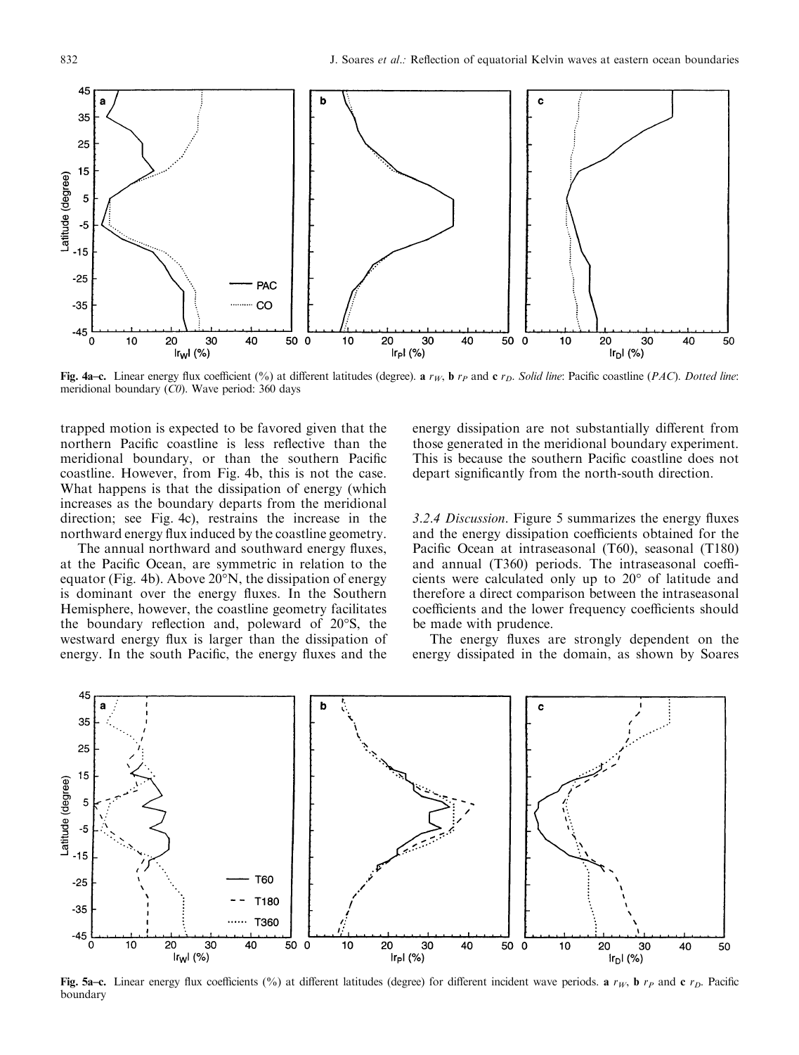**Fig. 4a–c.** Linear energy flux coefficient (%) at different latitudes (degree). **a** $r_W$, **b** $r_P$ and **c** $r_D$. *Solid line*: Pacific coastline (*PAC*). *Dotted line*: meridional boundary (*C0*). Wave period: 360 days

trapped motion is expected to be favored given that the northern Pacific coastline is less reflective than the meridional boundary, or than the southern Pacific coastline. However, from Fig. 4b, this is not the case. What happens is that the dissipation of energy (which increases as the boundary departs from the meridional direction; see Fig. 4c), restrains the increase in the northward energy flux induced by the coastline geometry.

The annual northward and southward energy fluxes, at the Pacific Ocean, are symmetric in relation to the equator (Fig. 4b). Above 20°N, the dissipation of energy is dominant over the energy fluxes. In the Southern Hemisphere, however, the coastline geometry facilitates the boundary reflection and, poleward of 20°S, the westward energy flux is larger than the dissipation of energy. In the south Pacific, the energy fluxes and the energy dissipation are not substantially different from those generated in the meridional boundary experiment. This is because the southern Pacific coastline does not depart significantly from the north-south direction.

*3.2.4 Discussion.* Figure 5 summarizes the energy fluxes and the energy dissipation coefficients obtained for the Pacific Ocean at intraseasonal (T60), seasonal (T180) and annual (T360) periods. The intraseasonal coefficients were calculated only up to 20° of latitude and therefore a direct comparison between the intraseasonal coefficients and the lower frequency coefficients should be made with prudence.

The energy fluxes are strongly dependent on the energy dissipated in the domain, as shown by Soares

**Fig. 5a–c.** Linear energy flux coefficients (%) at different latitudes (degree) for different incident wave periods. **a** $r_W$, **b** $r_P$ and **c** $r_D$. Pacific boundary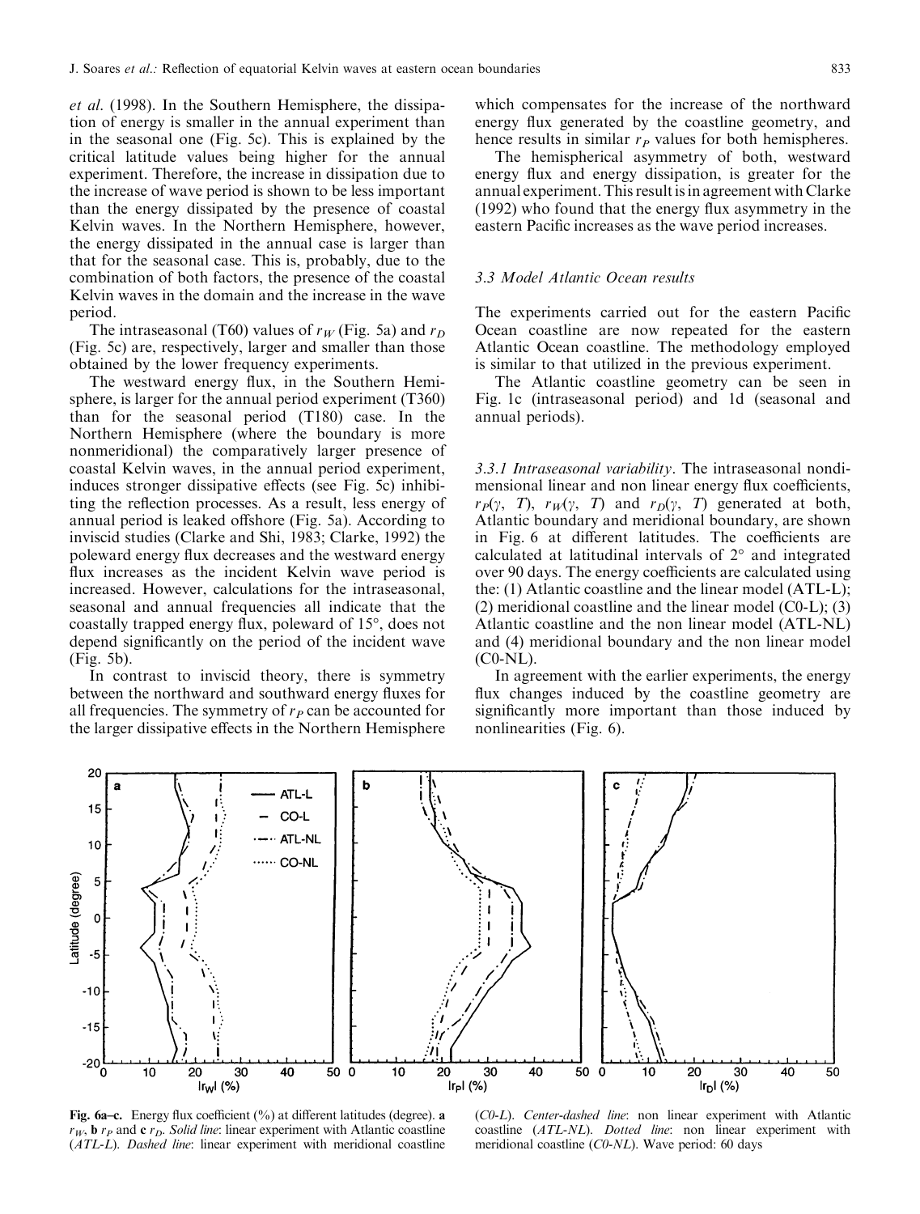et al. (1998). In the Southern Hemisphere, the dissipation of energy is smaller in the annual experiment than in the seasonal one (Fig. 5c). This is explained by the critical latitude values being higher for the annual experiment. Therefore, the increase in dissipation due to the increase of wave period is shown to be less important than the energy dissipated by the presence of coastal Kelvin waves. In the Northern Hemisphere, however, the energy dissipated in the annual case is larger than that for the seasonal case. This is, probably, due to the combination of both factors, the presence of the coastal Kelvin waves in the domain and the increase in the wave period.

The intraseasonal (T60) values of $r_W$ (Fig. 5a) and $r_D$ (Fig. 5c) are, respectively, larger and smaller than those obtained by the lower frequency experiments.

The westward energy flux, in the Southern Hemisphere, is larger for the annual period experiment (T360) than for the seasonal period (T180) case. In the Northern Hemisphere (where the boundary is more nonmeridional) the comparatively larger presence of coastal Kelvin waves, in the annual period experiment, induces stronger dissipative effects (see Fig. 5c) inhibiting the reflection processes. As a result, less energy of annual period is leaked offshore (Fig. 5a). According to inviscid studies (Clarke and Shi, 1983; Clarke, 1992) the poleward energy flux decreases and the westward energy flux increases as the incident Kelvin wave period is increased. However, calculations for the intraseasonal, seasonal and annual frequencies all indicate that the coastally trapped energy flux, poleward of 15°, does not depend significantly on the period of the incident wave (Fig. 5b).

In contrast to inviscid theory, there is symmetry between the northward and southward energy fluxes for all frequencies. The symmetry of $r_P$ can be accounted for the larger dissipative effects in the Northern Hemisphere which compensates for the increase of the northward energy flux generated by the coastline geometry, and hence results in similar $r_P$ values for both hemispheres.

The hemispherical asymmetry of both, westward energy flux and energy dissipation, is greater for the annual experiment. This result is in agreement with Clarke (1992) who found that the energy flux asymmetry in the eastern Pacific increases as the wave period increases.

### 3.3 Model Atlantic Ocean results

The experiments carried out for the eastern Pacific Ocean coastline are now repeated for the eastern Atlantic Ocean coastline. The methodology employed is similar to that utilized in the previous experiment.

The Atlantic coastline geometry can be seen in Fig. 1c (intraseasonal period) and 1d (seasonal and annual periods).

*3.3.1 Intraseasonal variability*. The intraseasonal nondimensional linear and non linear energy flux coefficients, $r_P(\gamma, T)$, $r_W(\gamma, T)$ and $r_D(\gamma, T)$ generated at both, Atlantic boundary and meridional boundary, are shown in Fig. 6 at different latitudes. The coefficients are calculated at latitudinal intervals of 2° and integrated over 90 days. The energy coefficients are calculated using the: (1) Atlantic coastline and the linear model (ATL-L); (2) meridional coastline and the linear model (C0-L); (3) Atlantic coastline and the non linear model (ATL-NL) and (4) meridional boundary and the non linear model (C0-NL).

In agreement with the earlier experiments, the energy flux changes induced by the coastline geometry are significantly more important than those induced by nonlinearities (Fig. 6).

**Fig. 6a–c.** Energy flux coefficient (%) at different latitudes (degree). **a** $r_W$, **b** $r_P$ and **c** $r_D$. *Solid line*: linear experiment with Atlantic coastline (*ATL-L*). *Dashed line*: linear experiment with meridional coastline (*C0-L*). *Center-dashed line*: non linear experiment with Atlantic coastline (*ATL-NL*). *Dotted line*: non linear experiment with meridional coastline (*C0-NL*). Wave period: 60 days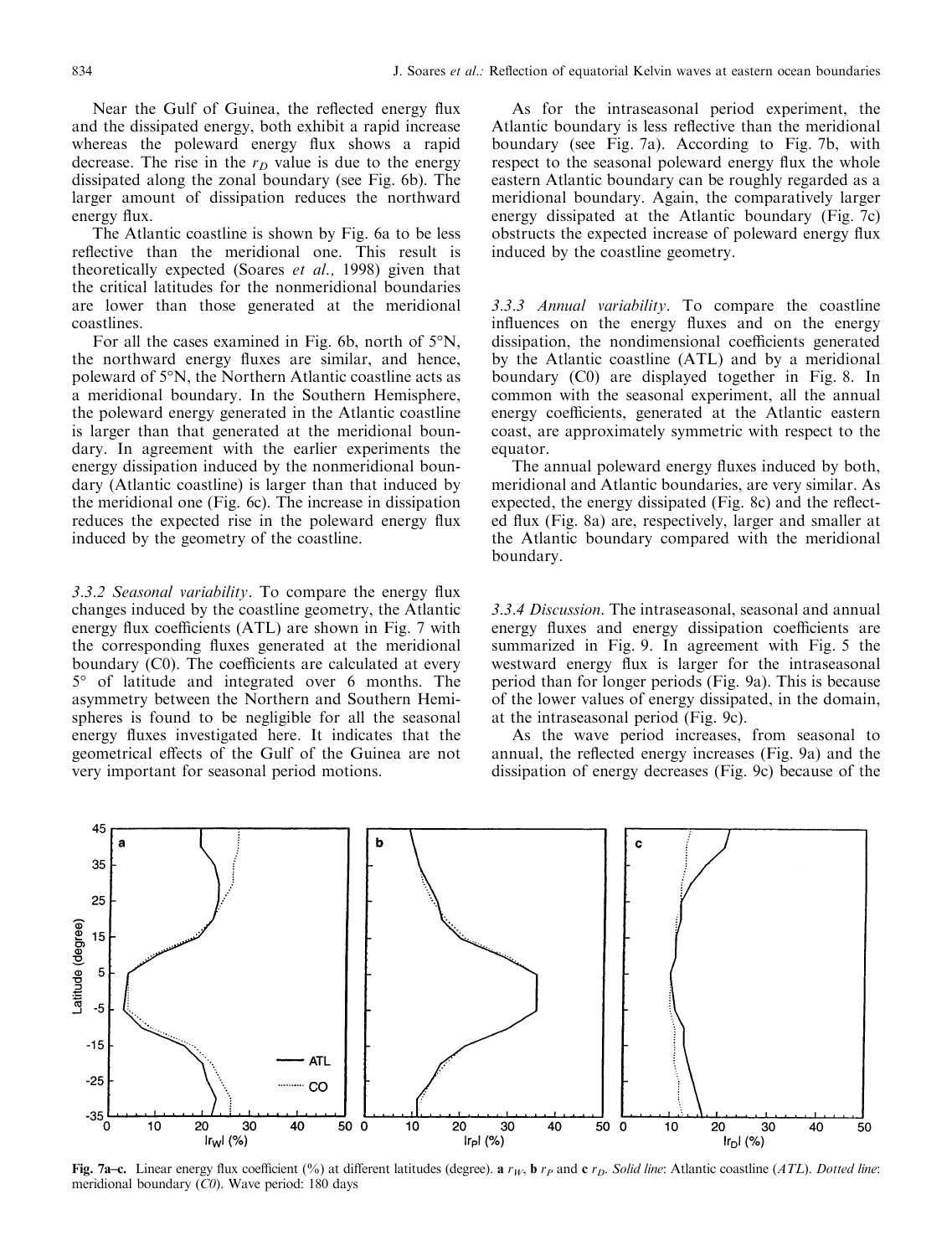Near the Gulf of Guinea, the reflected energy flux and the dissipated energy, both exhibit a rapid increase whereas the poleward energy flux shows a rapid decrease. The rise in the $r_D$ value is due to the energy dissipated along the zonal boundary (see Fig. 6b). The larger amount of dissipation reduces the northward energy flux.

The Atlantic coastline is shown by Fig. 6a to be less reflective than the meridional one. This result is theoretically expected (Soares *et al.,* 1998) given that the critical latitudes for the nonmeridional boundaries are lower than those generated at the meridional coastlines.

For all the cases examined in Fig. 6b, north of 5°N, the northward energy fluxes are similar, and hence, poleward of 5°N, the Northern Atlantic coastline acts as a meridional boundary. In the Southern Hemisphere, the poleward energy generated in the Atlantic coastline is larger than that generated at the meridional boundary. In agreement with the earlier experiments the energy dissipation induced by the nonmeridional boundary (Atlantic coastline) is larger than that induced by the meridional one (Fig. 6c). The increase in dissipation reduces the expected rise in the poleward energy flux induced by the geometry of the coastline.

*3.3.2 Seasonal variability*. To compare the energy flux changes induced by the coastline geometry, the Atlantic energy flux coefficients (ATL) are shown in Fig. 7 with the corresponding fluxes generated at the meridional boundary (C0). The coefficients are calculated at every 5° of latitude and integrated over 6 months. The asymmetry between the Northern and Southern Hemispheres is found to be negligible for all the seasonal energy fluxes investigated here. It indicates that the geometrical effects of the Gulf of the Guinea are not very important for seasonal period motions.

As for the intraseasonal period experiment, the Atlantic boundary is less reflective than the meridional boundary (see Fig. 7a). According to Fig. 7b, with respect to the seasonal poleward energy flux the whole eastern Atlantic boundary can be roughly regarded as a meridional boundary. Again, the comparatively larger energy dissipated at the Atlantic boundary (Fig. 7c) obstructs the expected increase of poleward energy flux induced by the coastline geometry.

*3.3.3 Annual variability*. To compare the coastline influences on the energy fluxes and on the energy dissipation, the nondimensional coefficients generated by the Atlantic coastline (ATL) and by a meridional boundary (C0) are displayed together in Fig. 8. In common with the seasonal experiment, all the annual energy coefficients, generated at the Atlantic eastern coast, are approximately symmetric with respect to the equator.

The annual poleward energy fluxes induced by both, meridional and Atlantic boundaries, are very similar. As expected, the energy dissipated (Fig. 8c) and the reflected flux (Fig. 8a) are, respectively, larger and smaller at the Atlantic boundary compared with the meridional boundary.

*3.3.4 Discussion*. The intraseasonal, seasonal and annual energy fluxes and energy dissipation coefficients are summarized in Fig. 9. In agreement with Fig. 5 the westward energy flux is larger for the intraseasonal period than for longer periods (Fig. 9a). This is because of the lower values of energy dissipated, in the domain, at the intraseasonal period (Fig. 9c).

As the wave period increases, from seasonal to annual, the reflected energy increases (Fig. 9a) and the dissipation of energy decreases (Fig. 9c) because of the

**Fig. 7a–c.** Linear energy flux coefficient (%) at different latitudes (degree). **a** $r_W$, **b** $r_P$ and **c** $r_D$. *Solid line*: Atlantic coastline (*ATL*). *Dotted line*: meridional boundary (*C0*). Wave period: 180 days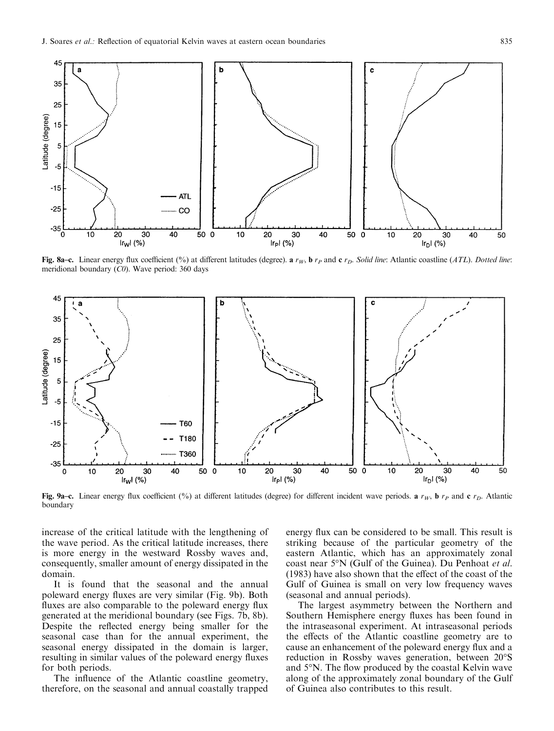**Fig. 8a–c.** Linear energy flux coefficient (%) at different latitudes (degree). **a** $r_W$, **b** $r_P$ and **c** $r_D$. *Solid line*: Atlantic coastline (*ATL*). *Dotted line*: meridional boundary (*C0*). Wave period: 360 days

**Fig. 9a–c.** Linear energy flux coefficient (%) at different latitudes (degree) for different incident wave periods. **a** $r_W$, **b** $r_P$ and **c** $r_D$. Atlantic boundary

increase of the critical latitude with the lengthening of the wave period. As the critical latitude increases, there is more energy in the westward Rossby waves and, consequently, smaller amount of energy dissipated in the domain.

It is found that the seasonal and the annual poleward energy fluxes are very similar (Fig. 9b). Both fluxes are also comparable to the poleward energy flux generated at the meridional boundary (see Figs. 7b, 8b). Despite the reflected energy being smaller for the seasonal case than for the annual experiment, the seasonal energy dissipated in the domain is larger, resulting in similar values of the poleward energy fluxes for both periods.

The influence of the Atlantic coastline geometry, therefore, on the seasonal and annual coastally trapped energy flux can be considered to be small. This result is striking because of the particular geometry of the eastern Atlantic, which has an approximately zonal coast near 5°N (Gulf of the Guinea). Du Penhoat *et al.* (1983) have also shown that the effect of the coast of the Gulf of Guinea is small on very low frequency waves (seasonal and annual periods).

The largest asymmetry between the Northern and Southern Hemisphere energy fluxes has been found in the intraseasonal experiment. At intraseasonal periods the effects of the Atlantic coastline geometry are to cause an enhancement of the poleward energy flux and a reduction in Rossby waves generation, between 20°S and 5°N. The flow produced by the coastal Kelvin wave along of the approximately zonal boundary of the Gulf of Guinea also contributes to this result.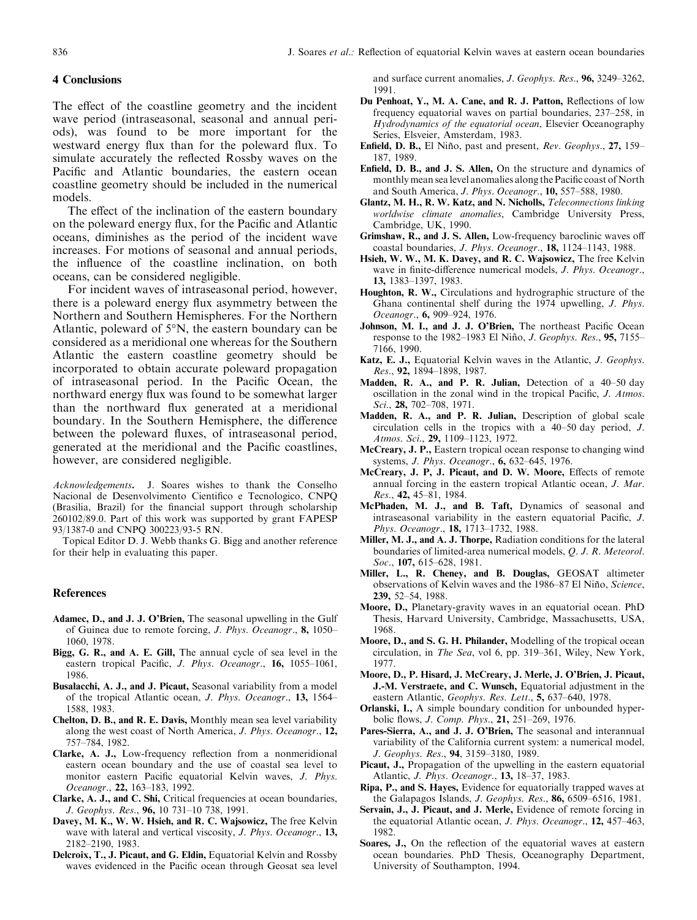## 4 Conclusions

The effect of the coastline geometry and the incident wave period (intraseasonal, seasonal and annual periods), was found to be more important for the westward energy flux than for the poleward flux. To simulate accurately the reflected Rossby waves on the Pacific and Atlantic boundaries, the eastern ocean coastline geometry should be included in the numerical models.

The effect of the inclination of the eastern boundary on the poleward energy flux, for the Pacific and Atlantic oceans, diminishes as the period of the incident wave increases. For motions of seasonal and annual periods, the influence of the coastline inclination, on both oceans, can be considered negligible.

For incident waves of intraseasonal period, however, there is a poleward energy flux asymmetry between the Northern and Southern Hemispheres. For the Northern Atlantic, poleward of 5°N, the eastern boundary can be considered as a meridional one whereas for the Southern Atlantic the eastern coastline geometry should be incorporated to obtain accurate poleward propagation of intraseasonal period. In the Pacific Ocean, the northward energy flux was found to be somewhat larger than the northward flux generated at a meridional boundary. In the Southern Hemisphere, the difference between the poleward fluxes, of intraseasonal period, generated at the meridional and the Pacific coastlines, however, are considered negligible.

*Acknowledgements*. J. Soares wishes to thank the Conselho Nacional de Desenvolvimento Cientifico e Tecnologico, CNPQ (Brasilia, Brazil) for the financial support through scholarship 260102/89.0. Part of this work was supported by grant FAPESP 93/1387-0 and CNPQ 300223/93-5 RN.

Topical Editor D. J. Webb thanks G. Bigg and another reference for their help in evaluating this paper.

## References

**Adamec, D., and J. J. O'Brien,** The seasonal upwelling in the Gulf of Guinea due to remote forcing, *J. Phys. Oceanogr*., **8,** 1050–1060, 1978.

**Bigg, G. R., and A. E. Gill,** The annual cycle of sea level in the eastern tropical Pacific, *J. Phys. Oceanogr*., **16,** 1055–1061, 1986.

**Busalacchi, A. J., and J. Picaut,** Seasonal variability from a model of the tropical Atlantic ocean, *J. Phys. Oceanogr*., **13,** 1564–1588, 1983.

**Chelton, D. B., and R. E. Davis,** Monthly mean sea level variability along the west coast of North America, *J. Phys. Oceanogr*., **12,** 757–784, 1982.

**Clarke, A. J.,** Low-frequency reflection from a nonmeridional eastern ocean boundary and the use of coastal sea level to monitor eastern Pacific equatorial Kelvin waves, *J. Phys. Oceanogr*., **22,** 163–183, 1992.

**Clarke, A. J., and C. Shi,** Critical frequencies at ocean boundaries, *J. Geophys. Res*., **96,** 10 731–10 738, 1991.

**Davey, M. K., W. W. Hsieh, and R. C. Wajsowicz,** The free Kelvin wave with lateral and vertical viscosity, *J. Phys. Oceanogr*., **13,** 2182–2190, 1983.

**Delcroix, T., J. Picaut, and G. Eldin,** Equatorial Kelvin and Rossby waves evidenced in the Pacific ocean through Geosat sea level and surface current anomalies, *J. Geophys. Res*., **96,** 3249–3262, 1991.

**Du Penhoat, Y., M. A. Cane, and R. J. Patton,** Reflections of low frequency equatorial waves on partial boundaries, 237–258, in *Hydrodynamics of the equatorial ocean*, Elsevier Oceanography Series, Elsveier, Amsterdam, 1983.

**Enfield, D. B.,** El Niño, past and present, *Rev. Geophys*., **27,** 159–187, 1989.

**Enfield, D. B., and J. S. Allen,** On the structure and dynamics of monthly mean sea level anomalies along the Pacific coast of North and South America, *J. Phys. Oceanogr*., **10,** 557–588, 1980.

**Glantz, M. H., R. W. Katz, and N. Nicholls,** *Teleconnections linking worldwise climate anomalies*, Cambridge University Press, Cambridge, UK, 1990.

**Grimshaw, R., and J. S. Allen,** Low-frequency baroclinic waves off coastal boundaries, *J. Phys. Oceanogr*., **18,** 1124–1143, 1988.

**Hsieh, W. W., M. K. Davey, and R. C. Wajsowicz,** The free Kelvin wave in finite-difference numerical models, *J. Phys. Oceanogr*., **13,** 1383–1397, 1983.

**Houghton, R. W.,** Circulations and hydrographic structure of the Ghana continental shelf during the 1974 upwelling, *J. Phys. Oceanogr*., **6,** 909–924, 1976.

**Johnson, M. L., and J. J. O'Brien,** The northeast Pacific Ocean response to the 1982–1983 El Niño, *J. Geophys. Res*., **95,** 7155–7166, 1990.

**Katz, E. J.,** Equatorial Kelvin waves in the Atlantic, *J. Geophys. Res*., **92,** 1894–1898, 1987.

**Madden, R. A., and P. R. Julian,** Detection of a 40–50 day oscillation in the zonal wind in the tropical Pacific, *J. Atmos. Sci*., **28,** 702–708, 1971.

**Madden, R. A., and P. R. Julian,** Description of global scale circulation cells in the tropics with a 40–50 day period, *J. Atmos. Sci*., **29,** 1109–1123, 1972.

**McCreary, J. P.,** Eastern tropical ocean response to changing wind systems, *J. Phys. Oceanogr*., **6,** 632–645, 1976.

**McCreary, J. P, J. Picaut, and D. W. Moore,** Effects of remote annual forcing in the eastern tropical Atlantic ocean, *J. Mar. Res*., **42,** 45–81, 1984.

**McPhaden, M. J., and B. Taft,** Dynamics of seasonal and intraseasonal variability in the eastern equatorial Pacific, *J. Phys. Oceanogr*., **18,** 1713–1732, 1988.

**Miller, M. J., and A. J. Thorpe,** Radiation conditions for the lateral boundaries of limited-area numerical models, *Q. J. R. Meteorol. Soc*., **107,** 615–628, 1981.

**Miller, L., R. Cheney, and B. Douglas,** GEOSAT altimeter observations of Kelvin waves and the 1986–87 El Niño, *Science*, **239,** 52–54, 1988.

**Moore, D.,** Planetary-gravity waves in an equatorial ocean. PhD Thesis, Harvard University, Cambridge, Massachusetts, USA, 1968.

**Moore, D., and S. G. H. Philander,** Modelling of the tropical ocean circulation, in *The Sea*, vol 6, pp. 319–361, Wiley, New York, 1977.

**Moore, D., P. Hisard, J. McCreary, J. Merle, J. O'Brien, J. Picaut, J.-M. Verstraete, and C. Wunsch,** Equatorial adjustment in the eastern Atlantic, *Geophys. Res. Lett*., **5,** 637–640, 1978.

**Orlanski, I.,** A simple boundary condition for unbounded hyperbolic flows, *J. Comp. Phys*., **21,** 251–269, 1976.

**Pares-Sierra, A., and J. J. O'Brien,** The seasonal and interannual variability of the California current system: a numerical model, *J. Geophys. Res*., **94**, 3159–3180, 1989.

**Picaut, J.,** Propagation of the upwelling in the eastern equatorial Atlantic, *J. Phys. Oceanogr*., **13,** 18–37, 1983.

**Ripa, P., and S. Hayes,** Evidence for equatorially trapped waves at the Galapagos Islands, *J. Geophys. Res*., **86,** 6509–6516, 1981.

**Servain, J., J. Picaut, and J. Merle,** Evidence of remote forcing in the equatorial Atlantic ocean, *J. Phys. Oceanogr*., **12,** 457–463, 1982.

**Soares, J.,** On the reflection of the equatorial waves at eastern ocean boundaries. PhD Thesis, Oceanography Department, University of Southampton, 1994.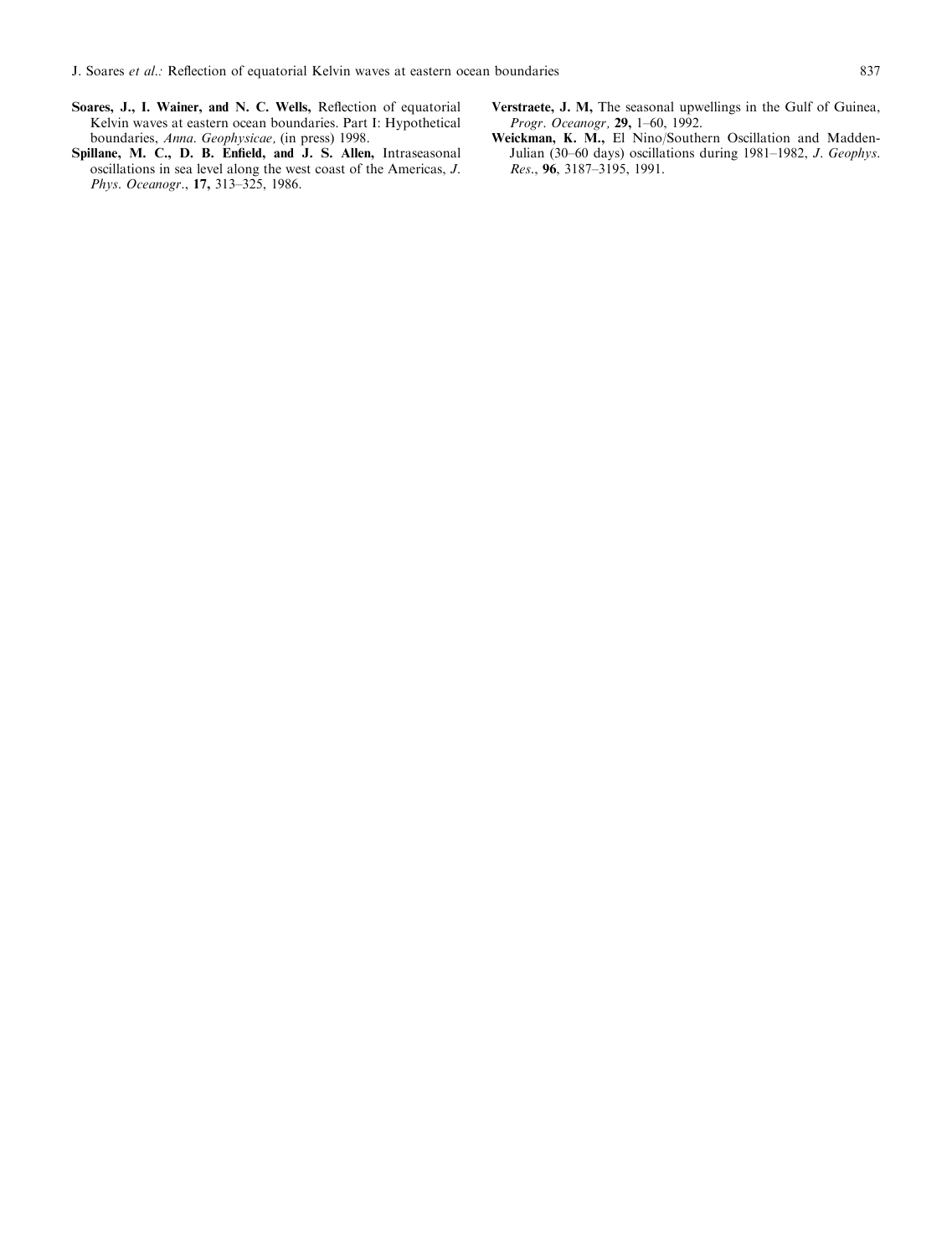**Soares, J., I. Wainer, and N. C. Wells,** Reflection of equatorial Kelvin waves at eastern ocean boundaries. Part I: Hypothetical boundaries, *Anna. Geophysicae,* (in press) 1998.

**Spillane, M. C., D. B. Enfield, and J. S. Allen,** Intraseasonal oscillations in sea level along the west coast of the Americas, *J. Phys. Oceanogr*., **17,** 313–325, 1986.

**Verstraete, J. M,** The seasonal upwellings in the Gulf of Guinea, *Progr. Oceanogr,* **29,** 1–60, 1992.

**Weickman, K. M.,** El Nino/Southern Oscillation and Madden-Julian (30–60 days) oscillations during 1981–1982, *J. Geophys. Res*., **96**, 3187–3195, 1991.